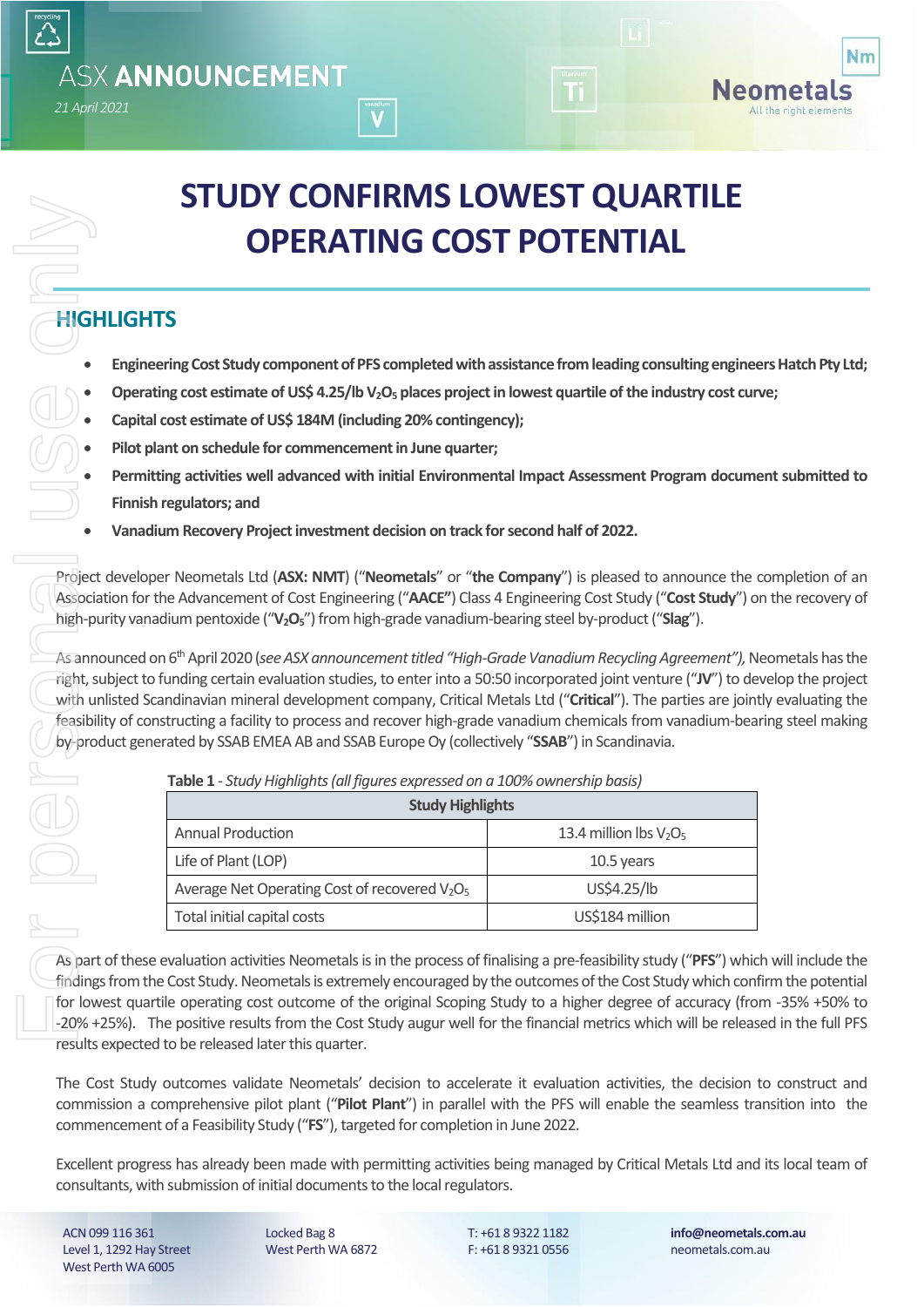ASX **ANNOUNCEMENT**

*21 April 2021*

# STUDY CONFIRMS LOWEST QUARTILE OPERATING COST POTENTIAL

## HIGHLIGHTS

- **Engineering Cost Study component of PFS completed with assistance from leading consulting engineers Hatch Pty Ltd;**
- **Operating cost estimate of US$ 4.25/lb $V_2O_5$ places project in lowest quartile of the industry cost curve;**
- **Capital cost estimate of US$ 184M (including 20% contingency);**
- **Pilot plant on schedule for commencement in June quarter;**
- **Permitting activities well advanced with initial Environmental Impact Assessment Program document submitted to Finnish regulators; and**
- **Vanadium Recovery Project investment decision on track for second half of 2022.**

Project developer Neometals Ltd (**ASX: NMT**) ("**Neometals**" or "**the Company**") is pleased to announce the completion of an Association for the Advancement of Cost Engineering ("**AACE**") Class 4 Engineering Cost Study ("**Cost Study**") on the recovery of high-purity vanadium pentoxide ("**$V_2O_5$**") from high-grade vanadium-bearing steel by-product ("**Slag**").

As announced on 6th April 2020 (*see ASX announcement titled "High-Grade Vanadium Recycling Agreement"),* Neometals has the right, subject to funding certain evaluation studies, to enter into a 50:50 incorporated joint venture ("**JV**") to develop the project with unlisted Scandinavian mineral development company, Critical Metals Ltd ("**Critical**"). The parties are jointly evaluating the feasibility of constructing a facility to process and recover high-grade vanadium chemicals from vanadium-bearing steel making by-product generated by SSAB EMEA AB and SSAB Europe Oy (collectively "**SSAB**") in Scandinavia.

**Table 1** - *Study Highlights (all figures expressed on a 100% ownership basis)*

| Study Highlights | |
|---|---|
| Annual Production | 13.4 million lbs $V_2O_5$ |
| Life of Plant (LOP) | 10.5 years |
| Average Net Operating Cost of recovered $V_2O_5$ | US$4.25/lb |
| Total initial capital costs | US$184 million |

As part of these evaluation activities Neometals is in the process of finalising a pre-feasibility study ("**PFS**") which will include the findings from the Cost Study. Neometals is extremely encouraged by the outcomes of the Cost Study which confirm the potential for lowest quartile operating cost outcome of the original Scoping Study to a higher degree of accuracy (from -35% +50% to -20% +25%). The positive results from the Cost Study augur well for the financial metrics which will be released in the full PFS results expected to be released later this quarter.

The Cost Study outcomes validate Neometals' decision to accelerate it evaluation activities, the decision to construct and commission a comprehensive pilot plant ("**Pilot Plant**") in parallel with the PFS will enable the seamless transition into the commencement of a Feasibility Study ("**FS**"), targeted for completion in June 2022.

Excellent progress has already been made with permitting activities being managed by Critical Metals Ltd and its local team of consultants, with submission of initial documents to the local regulators.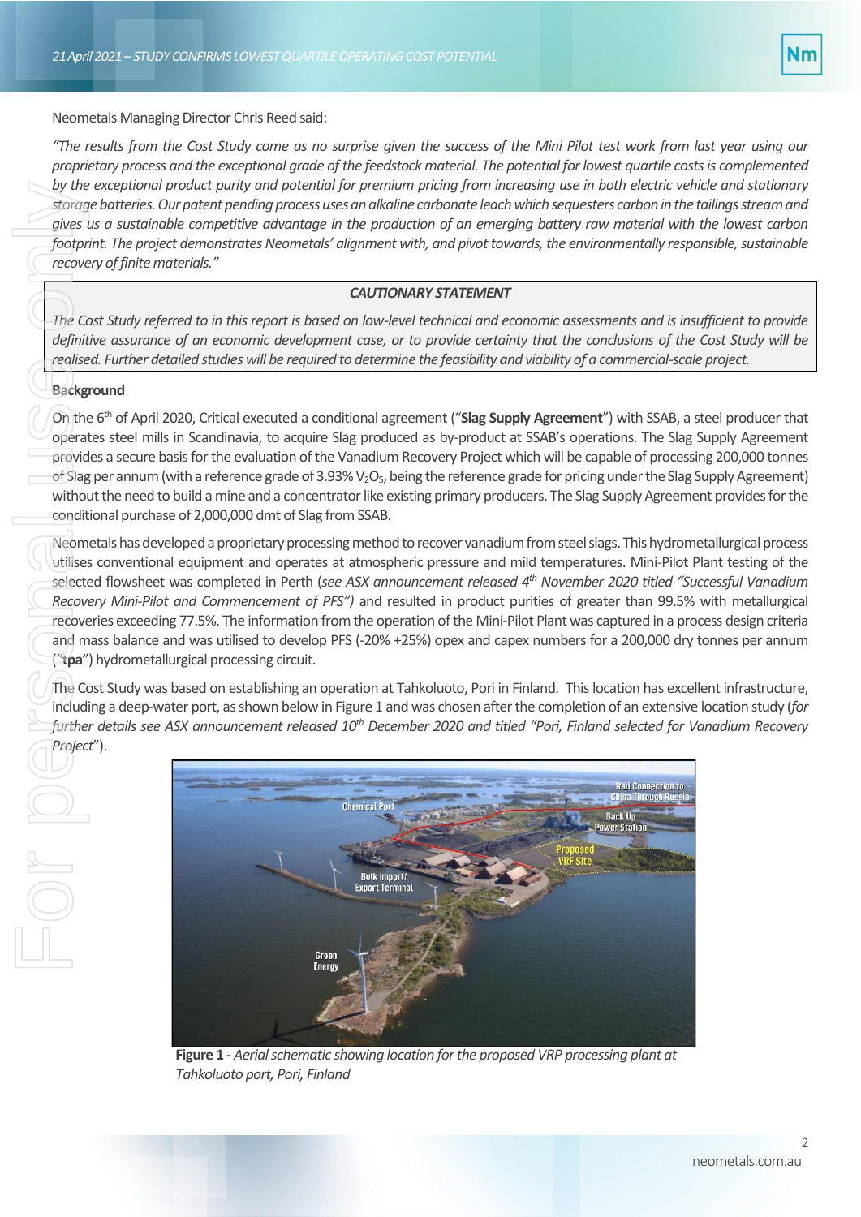Neometals Managing Director Chris Reed said:

*"The results from the Cost Study come as no surprise given the success of the Mini Pilot test work from last year using our proprietary process and the exceptional grade of the feedstock material. The potential for lowest quartile costs is complemented by the exceptional product purity and potential for premium pricing from increasing use in both electric vehicle and stationary storage batteries. Our patent pending process uses an alkaline carbonate leach which sequesters carbon in the tailings stream and gives us a sustainable competitive advantage in the production of an emerging battery raw material with the lowest carbon footprint. The project demonstrates Neometals' alignment with, and pivot towards, the environmentally responsible, sustainable recovery of finite materials."*

***CAUTIONARY STATEMENT***

*The Cost Study referred to in this report is based on low-level technical and economic assessments and is insufficient to provide definitive assurance of an economic development case, or to provide certainty that the conclusions of the Cost Study will be realised. Further detailed studies will be required to determine the feasibility and viability of a commercial-scale project.*

## Background

On the 6th of April 2020, Critical executed a conditional agreement ("**Slag Supply Agreement**") with SSAB, a steel producer that operates steel mills in Scandinavia, to acquire Slag produced as by-product at SSAB's operations. The Slag Supply Agreement provides a secure basis for the evaluation of the Vanadium Recovery Project which will be capable of processing 200,000 tonnes of Slag per annum (with a reference grade of 3.93% $V_2O_5$, being the reference grade for pricing under the Slag Supply Agreement) without the need to build a mine and a concentrator like existing primary producers. The Slag Supply Agreement provides for the conditional purchase of 2,000,000 dmt of Slag from SSAB.

Neometals has developed a proprietary processing method to recover vanadium from steel slags. This hydrometallurgical process utilises conventional equipment and operates at atmospheric pressure and mild temperatures. Mini-Pilot Plant testing of the selected flowsheet was completed in Perth (*see ASX announcement released 4th November 2020 titled "Successful Vanadium Recovery Mini-Pilot and Commencement of PFS")* and resulted in product purities of greater than 99.5% with metallurgical recoveries exceeding 77.5%. The information from the operation of the Mini-Pilot Plant was captured in a process design criteria and mass balance and was utilised to develop PFS (-20% +25%) opex and capex numbers for a 200,000 dry tonnes per annum ("**tpa**") hydrometallurgical processing circuit.

The Cost Study was based on establishing an operation at Tahkoluoto, Pori in Finland. This location has excellent infrastructure, including a deep-water port, as shown below in Figure 1 and was chosen after the completion of an extensive location study (*for further details see ASX announcement released 10th December 2020 and titled "Pori, Finland selected for Vanadium Recovery Project*").

**Figure 1 -** *Aerial schematic showing location for the proposed VRP processing plant at Tahkoluoto port, Pori, Finland*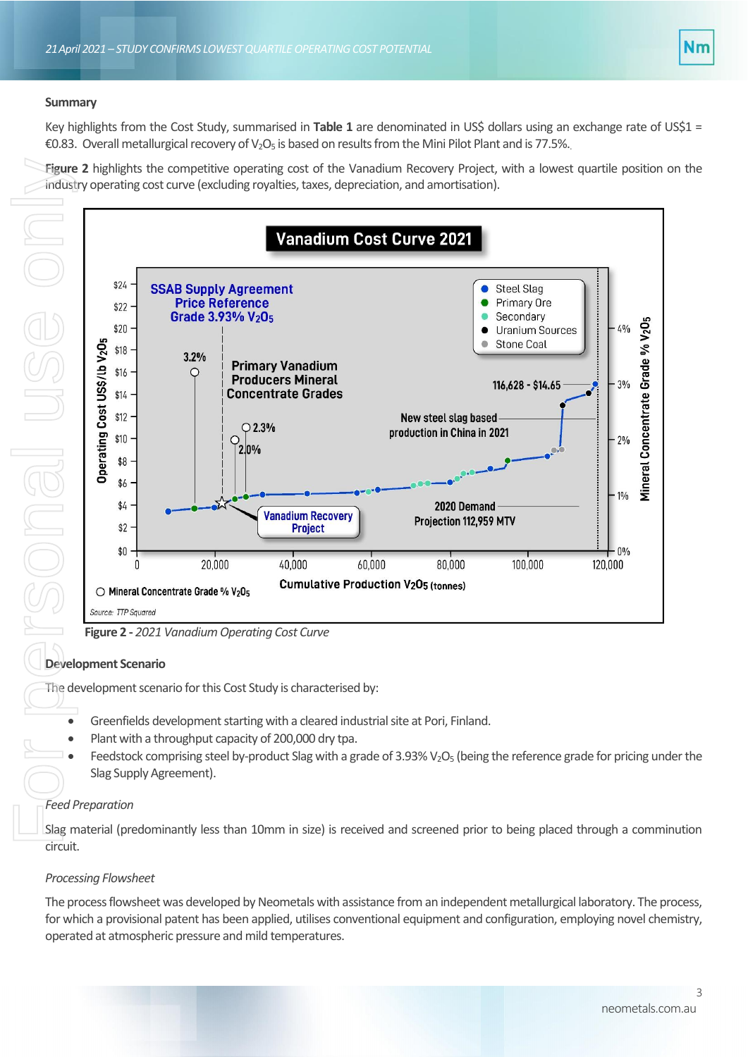## Summary

Key highlights from the Cost Study, summarised in **Table 1** are denominated in US$ dollars using an exchange rate of US$1 = €0.83. Overall metallurgical recovery of $V_2O_5$ is based on results from the Mini Pilot Plant and is 77.5%.

**Figure 2** highlights the competitive operating cost of the Vanadium Recovery Project, with a lowest quartile position on the industry operating cost curve (excluding royalties, taxes, depreciation, and amortisation).

**Figure 2 -** *2021 Vanadium Operating Cost Curve*

## Development Scenario

The development scenario for this Cost Study is characterised by:

- Greenfields development starting with a cleared industrial site at Pori, Finland.
- Plant with a throughput capacity of 200,000 dry tpa.
- Feedstock comprising steel by-product Slag with a grade of 3.93% $V_2O_5$ (being the reference grade for pricing under the Slag Supply Agreement).

### *Feed Preparation*

Slag material (predominantly less than 10mm in size) is received and screened prior to being placed through a comminution circuit.

### *Processing Flowsheet*

The process flowsheet was developed by Neometals with assistance from an independent metallurgical laboratory. The process, for which a provisional patent has been applied, utilises conventional equipment and configuration, employing novel chemistry, operated at atmospheric pressure and mild temperatures.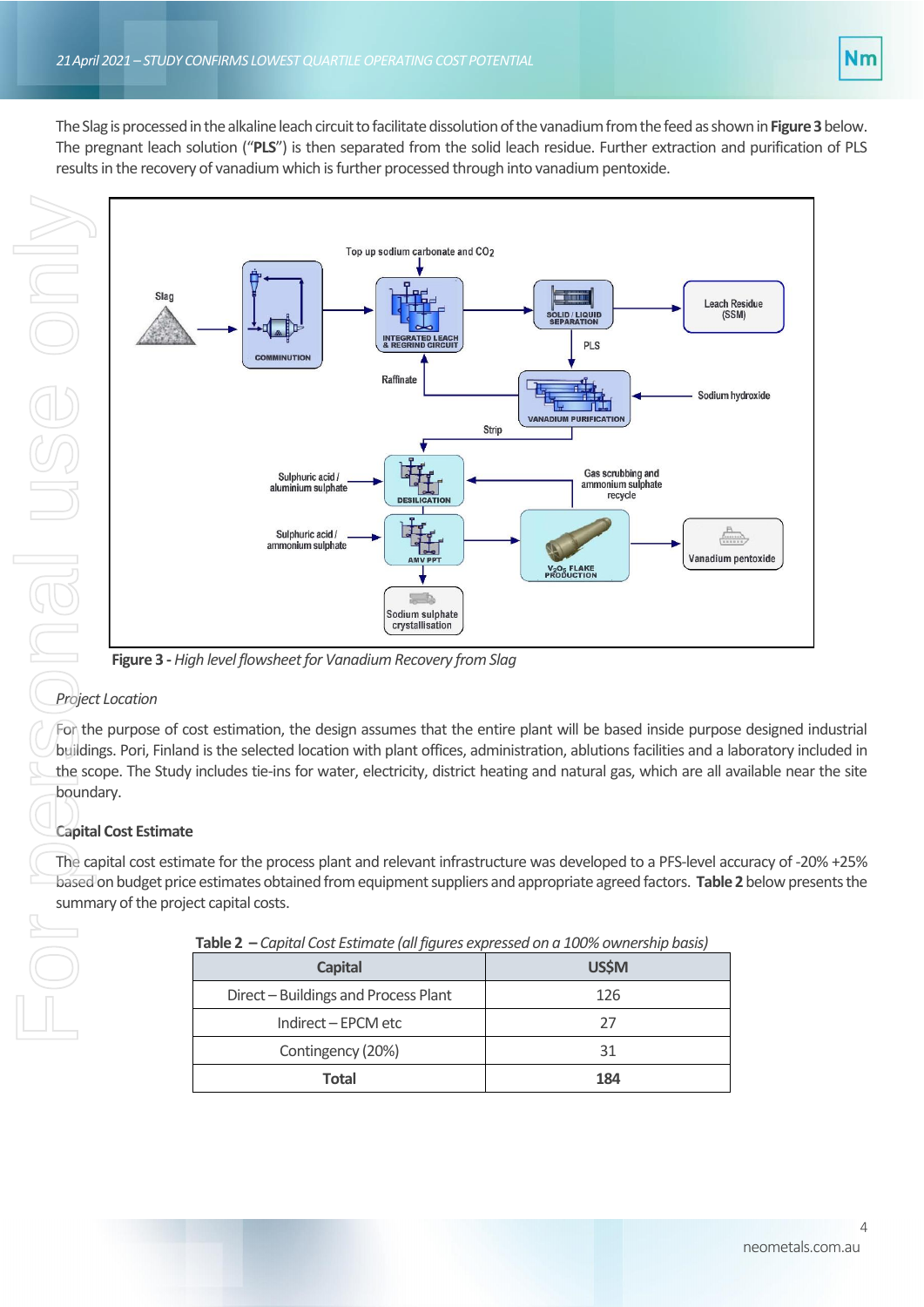The Slag is processed in the alkaline leach circuit to facilitate dissolution of the vanadium from the feed as shown in **Figure 3** below. The pregnant leach solution ("**PLS**") is then separated from the solid leach residue. Further extraction and purification of PLS results in the recovery of vanadium which is further processed through into vanadium pentoxide.

**Figure 3** - *High level flowsheet for Vanadium Recovery from Slag*

*Project Location*

For the purpose of cost estimation, the design assumes that the entire plant will be based inside purpose designed industrial buildings. Pori, Finland is the selected location with plant offices, administration, ablutions facilities and a laboratory included in the scope. The Study includes tie-ins for water, electricity, district heating and natural gas, which are all available near the site boundary.

**Capital Cost Estimate**

The capital cost estimate for the process plant and relevant infrastructure was developed to a PFS-level accuracy of -20% +25% based on budget price estimates obtained from equipment suppliers and appropriate agreed factors. **Table 2** below presents the summary of the project capital costs.

**Table 2** – *Capital Cost Estimate (all figures expressed on a 100% ownership basis)*

| Capital | US$M |
|---|---|
| Direct – Buildings and Process Plant | 126 |
| Indirect – EPCM etc | 27 |
| Contingency (20%) | 31 |
| **Total** | **184** |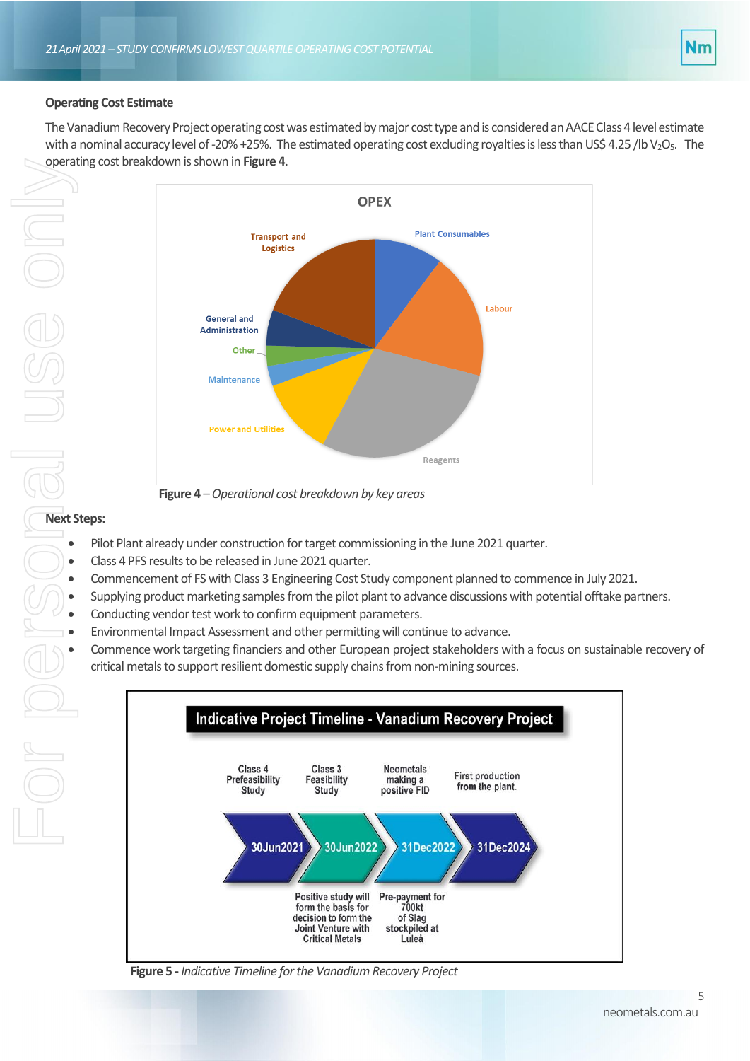### Operating Cost Estimate

The Vanadium Recovery Project operating cost was estimated by major cost type and is considered an AACE Class 4 level estimate with a nominal accuracy level of -20% +25%. The estimated operating cost excluding royalties is less than US$ 4.25 /lb $V_2O_5$. The operating cost breakdown is shown in **Figure 4**.

**Figure 4** – *Operational cost breakdown by key areas*

**Next Steps:**

- Pilot Plant already under construction for target commissioning in the June 2021 quarter.
- Class 4 PFS results to be released in June 2021 quarter.
- Commencement of FS with Class 3 Engineering Cost Study component planned to commence in July 2021.
- Supplying product marketing samples from the pilot plant to advance discussions with potential offtake partners.
- Conducting vendor test work to confirm equipment parameters.
- Environmental Impact Assessment and other permitting will continue to advance.
- Commence work targeting financiers and other European project stakeholders with a focus on sustainable recovery of critical metals to support resilient domestic supply chains from non-mining sources.

**Figure 5 -** *Indicative Timeline for the Vanadium Recovery Project*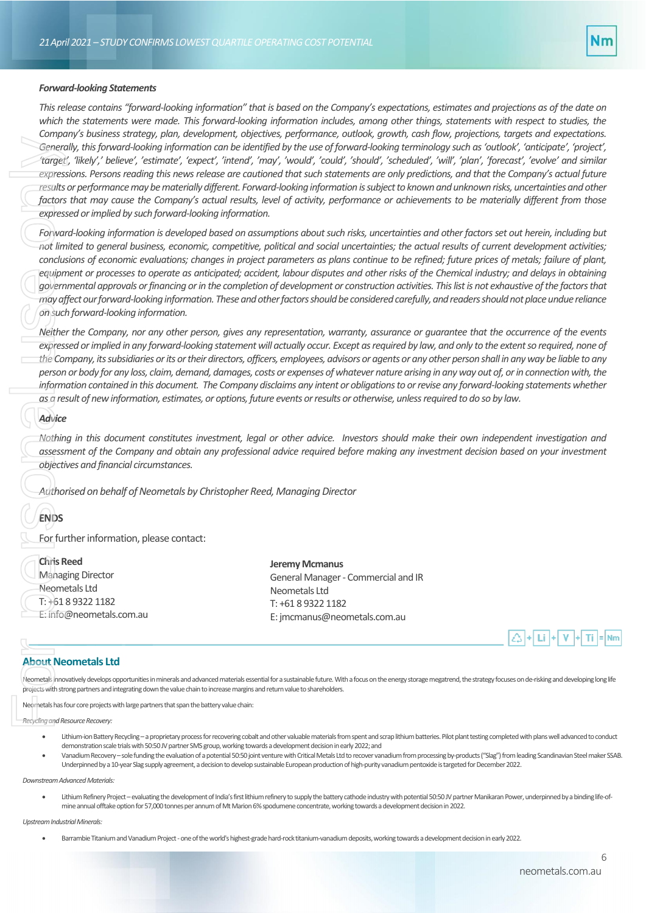### *Forward-looking Statements*

*This release contains "forward-looking information" that is based on the Company's expectations, estimates and projections as of the date on which the statements were made. This forward-looking information includes, among other things, statements with respect to studies, the Company's business strategy, plan, development, objectives, performance, outlook, growth, cash flow, projections, targets and expectations. Generally, this forward-looking information can be identified by the use of forward-looking terminology such as 'outlook', 'anticipate', 'project', 'target', 'likely',' believe', 'estimate', 'expect', 'intend', 'may', 'would', 'could', 'should', 'scheduled', 'will', 'plan', 'forecast', 'evolve' and similar expressions. Persons reading this news release are cautioned that such statements are only predictions, and that the Company's actual future results or performance may be materially different. Forward-looking information is subject to known and unknown risks, uncertainties and other factors that may cause the Company's actual results, level of activity, performance or achievements to be materially different from those expressed or implied by such forward-looking information.*

*Forward-looking information is developed based on assumptions about such risks, uncertainties and other factors set out herein, including but not limited to general business, economic, competitive, political and social uncertainties; the actual results of current development activities; conclusions of economic evaluations; changes in project parameters as plans continue to be refined; future prices of metals; failure of plant, equipment or processes to operate as anticipated; accident, labour disputes and other risks of the Chemical industry; and delays in obtaining governmental approvals or financing or in the completion of development or construction activities. This list is not exhaustive of the factors that may affect our forward-looking information. These and other factors should be considered carefully, and readers should not place undue reliance on such forward-looking information.*

*Neither the Company, nor any other person, gives any representation, warranty, assurance or guarantee that the occurrence of the events expressed or implied in any forward-looking statement will actually occur. Except as required by law, and only to the extent so required, none of the Company, its subsidiaries or its or their directors, officers, employees, advisors or agents or any other person shall in any way be liable to any person or body for any loss, claim, demand, damages, costs or expenses of whatever nature arising in any way out of, or in connection with, the information contained in this document. The Company disclaims any intent or obligations to or revise any forward-looking statements whether as a result of new information, estimates, or options, future events or results or otherwise, unless required to do so by law.*

### *Advice*

*Nothing in this document constitutes investment, legal or other advice. Investors should make their own independent investigation and assessment of the Company and obtain any professional advice required before making any investment decision based on your investment objectives and financial circumstances.*

*Authorised on behalf of Neometals by Christopher Reed, Managing Director*

**ENDS**

For further information, please contact:

**Chris Reed**
Managing Director
Neometals Ltd
T: +61 8 9322 1182
E: info@neometals.com.au

**Jeremy Mcmanus**
General Manager - Commercial and IR
Neometals Ltd
T: +61 8 9322 1182
E: jmcmanus@neometals.com.au

## About Neometals Ltd

Neometals innovatively develops opportunities in minerals and advanced materials essential for a sustainable future. With a focus on the energy storage megatrend, the strategy focuses on de-risking and developing long life projects with strong partners and integrating down the value chain to increase margins and return value to shareholders.

Neometals has four core projects with large partners that span the battery value chain:

*Recycling and Resource Recovery:*

- Lithium-ion Battery Recycling – a proprietary process for recovering cobalt and other valuable materials from spent and scrap lithium batteries. Pilot plant testing completed with plans well advanced to conduct demonstration scale trials with 50:50 JV partner SMS group, working towards a development decision in early 2022; and
- Vanadium Recovery – sole funding the evaluation of a potential 50:50 joint venture with Critical Metals Ltd to recover vanadium from processing by-products ("Slag") from leading Scandinavian Steel maker SSAB. Underpinned by a 10-year Slag supply agreement, a decision to develop sustainable European production of high-purity vanadium pentoxide is targeted for December 2022.

*Downstream Advanced Materials:*

- Lithium Refinery Project – evaluating the development of India's first lithium refinery to supply the battery cathode industry with potential 50:50 JV partner Manikaran Power, underpinned by a binding life-of-mine annual offtake option for 57,000 tonnes per annum of Mt Marion 6% spodumene concentrate, working towards a development decision in 2022.

*Upstream Industrial Minerals:*

- Barrambie Titanium and Vanadium Project - one of the world's highest-grade hard-rock titanium-vanadium deposits, working towards a development decision in early 2022.